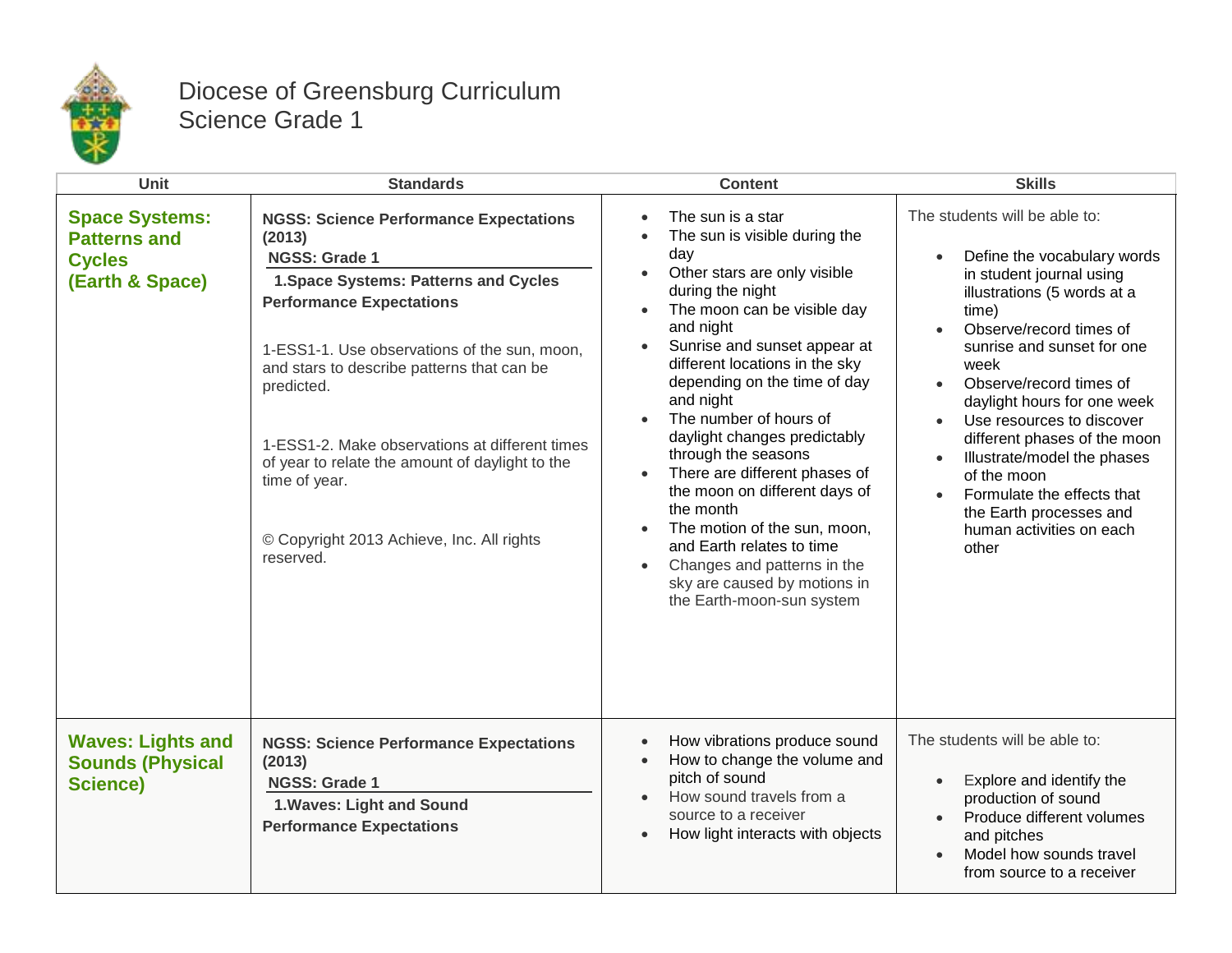# Diocese of Greensburg Curriculum
## Science Grade 1

| Unit | Standards | Content | Skills |
|---|---|---|---|
| **Space Systems: Patterns and Cycles (Earth & Space)** | **NGSS: Science Performance Expectations (2013)**<br>**NGSS: Grade 1**<br>**1.Space Systems: Patterns and Cycles Performance Expectations**<br><br>1-ESS1-1. Use observations of the sun, moon, and stars to describe patterns that can be predicted.<br><br>1-ESS1-2. Make observations at different times of year to relate the amount of daylight to the time of year.<br><br>© Copyright 2013 Achieve, Inc. All rights reserved. | • The sun is a star<br>• The sun is visible during the day<br>• Other stars are only visible during the night<br>• The moon can be visible day and night<br>• Sunrise and sunset appear at different locations in the sky depending on the time of day and night<br>• The number of hours of daylight changes predictably through the seasons<br>• There are different phases of the moon on different days of the month<br>• The motion of the sun, moon, and Earth relates to time<br>• Changes and patterns in the sky are caused by motions in the Earth-moon-sun system | The students will be able to:<br><br>• Define the vocabulary words in student journal using illustrations (5 words at a time)<br>• Observe/record times of sunrise and sunset for one week<br>• Observe/record times of daylight hours for one week<br>• Use resources to discover different phases of the moon<br>• Illustrate/model the phases of the moon<br>• Formulate the effects that the Earth processes and human activities on each other |
| **Waves: Lights and Sounds (Physical Science)** | **NGSS: Science Performance Expectations (2013)**<br>**NGSS: Grade 1**<br>**1.Waves: Light and Sound Performance Expectations** | • How vibrations produce sound<br>• How to change the volume and pitch of sound<br>• How sound travels from a source to a receiver<br>• How light interacts with objects | The students will be able to:<br><br>• Explore and identify the production of sound<br>• Produce different volumes and pitches<br>• Model how sounds travel from source to a receiver |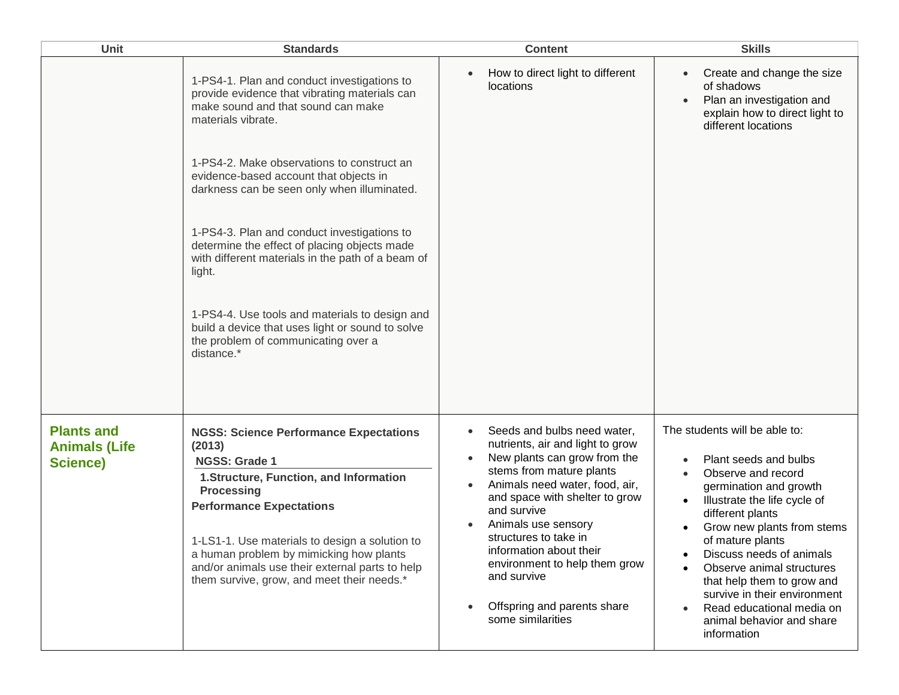| Unit | Standards | Content | Skills |
|---|---|---|---|
| | 1-PS4-1. Plan and conduct investigations to provide evidence that vibrating materials can make sound and that sound can make materials vibrate.<br><br>1-PS4-2. Make observations to construct an evidence-based account that objects in darkness can be seen only when illuminated.<br><br>1-PS4-3. Plan and conduct investigations to determine the effect of placing objects made with different materials in the path of a beam of light.<br><br>1-PS4-4. Use tools and materials to design and build a device that uses light or sound to solve the problem of communicating over a distance.* | • How to direct light to different locations | • Create and change the size of shadows<br>• Plan an investigation and explain how to direct light to different locations |
| **Plants and Animals (Life Science)** | **NGSS: Science Performance Expectations (2013)**<br>**NGSS: Grade 1**<br>**1.Structure, Function, and Information Processing**<br>**Performance Expectations**<br><br>1-LS1-1. Use materials to design a solution to a human problem by mimicking how plants and/or animals use their external parts to help them survive, grow, and meet their needs.* | • Seeds and bulbs need water, nutrients, air and light to grow<br>• New plants can grow from the stems from mature plants<br>• Animals need water, food, air, and space with shelter to grow and survive<br>• Animals use sensory structures to take in information about their environment to help them grow and survive<br><br>• Offspring and parents share some similarities | The students will be able to:<br><br>• Plant seeds and bulbs<br>• Observe and record germination and growth<br>• Illustrate the life cycle of different plants<br>• Grow new plants from stems of mature plants<br>• Discuss needs of animals<br>• Observe animal structures that help them to grow and survive in their environment<br>• Read educational media on animal behavior and share information |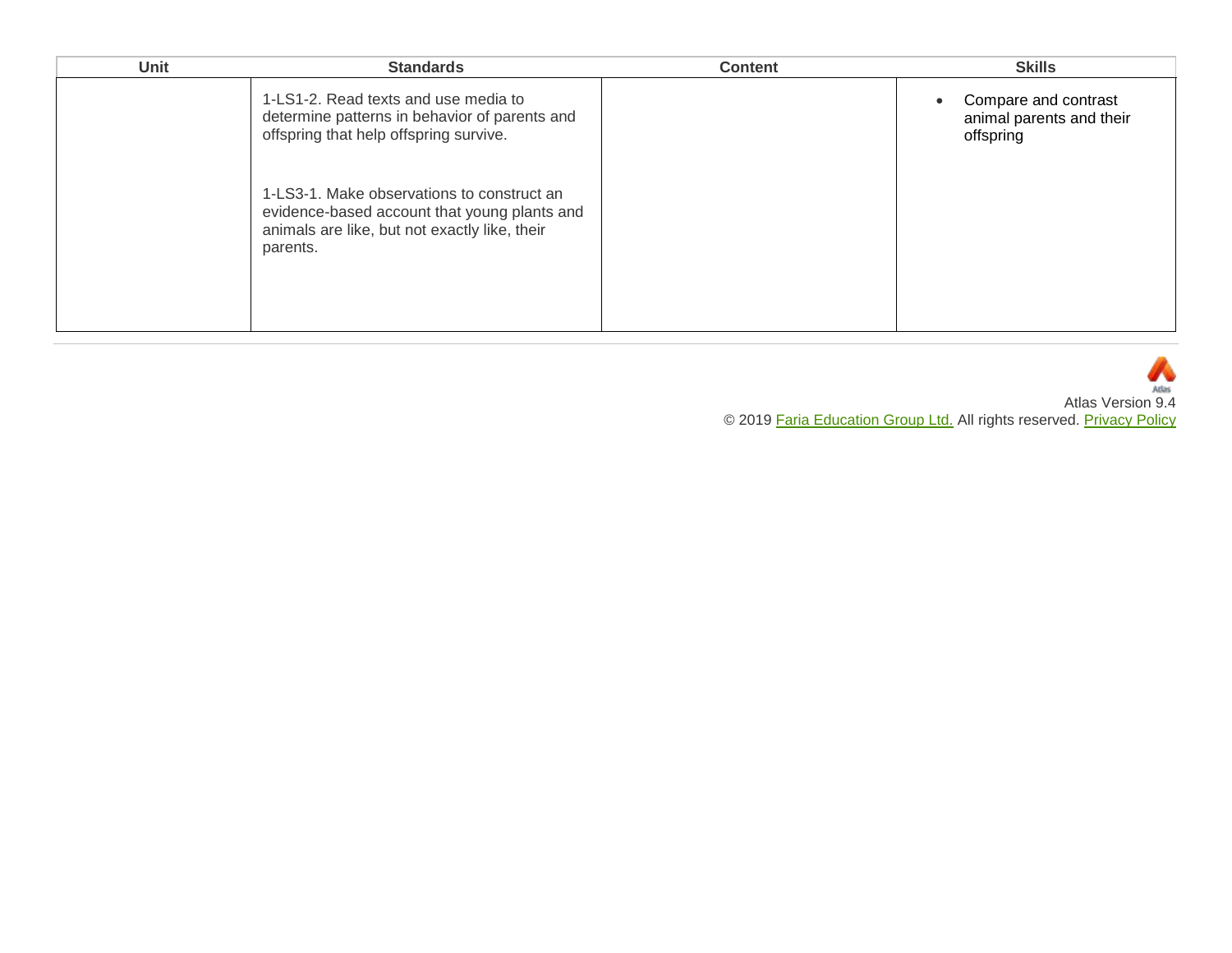| Unit | Standards | Content | Skills |
| --- | --- | --- | --- |
| | 1-LS1-2. Read texts and use media to determine patterns in behavior of parents and offspring that help offspring survive.<br><br>1-LS3-1. Make observations to construct an evidence-based account that young plants and animals are like, but not exactly like, their parents. | | • Compare and contrast animal parents and their offspring |

Atlas Version 9.4

© 2019 Faria Education Group Ltd. All rights reserved. Privacy Policy